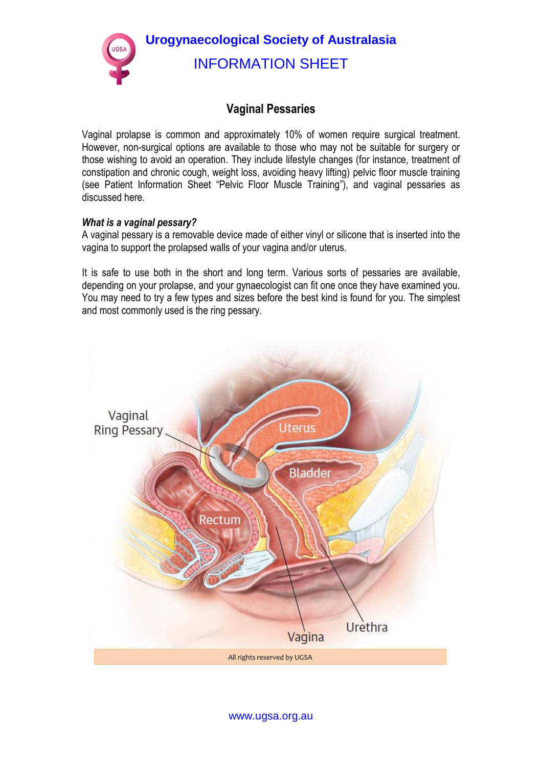# Urogynaecological Society of Australasia

## INFORMATION SHEET

## Vaginal Pessaries

Vaginal prolapse is common and approximately 10% of women require surgical treatment. However, non-surgical options are available to those who may not be suitable for surgery or those wishing to avoid an operation. They include lifestyle changes (for instance, treatment of constipation and chronic cough, weight loss, avoiding heavy lifting) pelvic floor muscle training (see Patient Information Sheet "Pelvic Floor Muscle Training"), and vaginal pessaries as discussed here.

***What is a vaginal pessary?***

A vaginal pessary is a removable device made of either vinyl or silicone that is inserted into the vagina to support the prolapsed walls of your vagina and/or uterus.

It is safe to use both in the short and long term. Various sorts of pessaries are available, depending on your prolapse, and your gynaecologist can fit one once they have examined you. You may need to try a few types and sizes before the best kind is found for you. The simplest and most commonly used is the ring pessary.

All rights reserved by UGSA

www.ugsa.org.au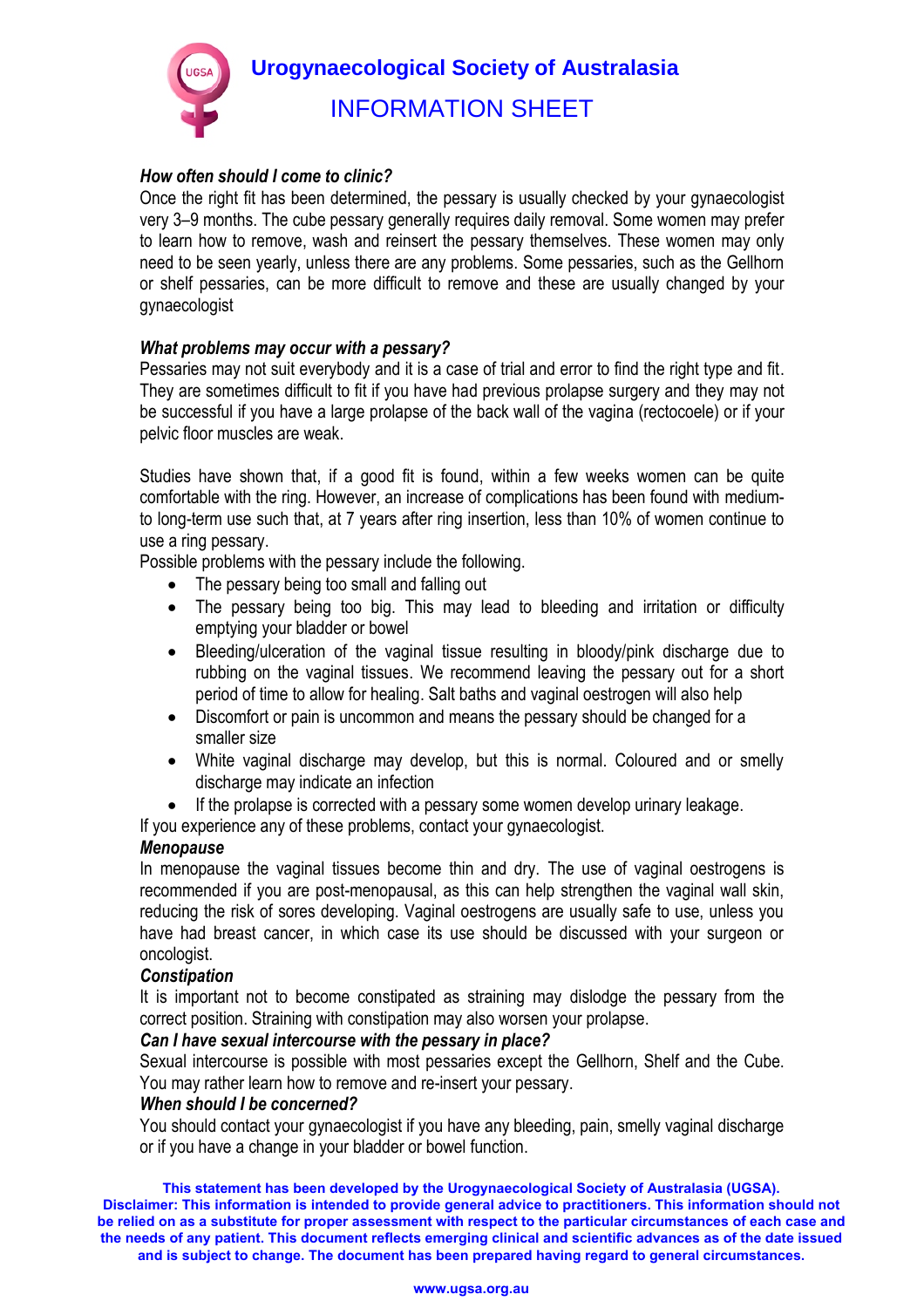# Urogynaecological Society of Australasia

## INFORMATION SHEET

***How often should I come to clinic?***

Once the right fit has been determined, the pessary is usually checked by your gynaecologist very 3–9 months. The cube pessary generally requires daily removal. Some women may prefer to learn how to remove, wash and reinsert the pessary themselves. These women may only need to be seen yearly, unless there are any problems. Some pessaries, such as the Gellhorn or shelf pessaries, can be more difficult to remove and these are usually changed by your gynaecologist

***What problems may occur with a pessary?***

Pessaries may not suit everybody and it is a case of trial and error to find the right type and fit. They are sometimes difficult to fit if you have had previous prolapse surgery and they may not be successful if you have a large prolapse of the back wall of the vagina (rectocoele) or if your pelvic floor muscles are weak.

Studies have shown that, if a good fit is found, within a few weeks women can be quite comfortable with the ring. However, an increase of complications has been found with medium- to long-term use such that, at 7 years after ring insertion, less than 10% of women continue to use a ring pessary.

Possible problems with the pessary include the following.

- The pessary being too small and falling out
- The pessary being too big. This may lead to bleeding and irritation or difficulty emptying your bladder or bowel
- Bleeding/ulceration of the vaginal tissue resulting in bloody/pink discharge due to rubbing on the vaginal tissues. We recommend leaving the pessary out for a short period of time to allow for healing. Salt baths and vaginal oestrogen will also help
- Discomfort or pain is uncommon and means the pessary should be changed for a smaller size
- White vaginal discharge may develop, but this is normal. Coloured and or smelly discharge may indicate an infection
- If the prolapse is corrected with a pessary some women develop urinary leakage.

If you experience any of these problems, contact your gynaecologist.

***Menopause***

In menopause the vaginal tissues become thin and dry. The use of vaginal oestrogens is recommended if you are post-menopausal, as this can help strengthen the vaginal wall skin, reducing the risk of sores developing. Vaginal oestrogens are usually safe to use, unless you have had breast cancer, in which case its use should be discussed with your surgeon or oncologist.

***Constipation***

It is important not to become constipated as straining may dislodge the pessary from the correct position. Straining with constipation may also worsen your prolapse.

***Can I have sexual intercourse with the pessary in place?***

Sexual intercourse is possible with most pessaries except the Gellhorn, Shelf and the Cube. You may rather learn how to remove and re-insert your pessary.

***When should I be concerned?***

You should contact your gynaecologist if you have any bleeding, pain, smelly vaginal discharge or if you have a change in your bladder or bowel function.

**This statement has been developed by the Urogynaecological Society of Australasia (UGSA). Disclaimer: This information is intended to provide general advice to practitioners. This information should not be relied on as a substitute for proper assessment with respect to the particular circumstances of each case and the needs of any patient. This document reflects emerging clinical and scientific advances as of the date issued and is subject to change. The document has been prepared having regard to general circumstances.**

**www.ugsa.org.au**